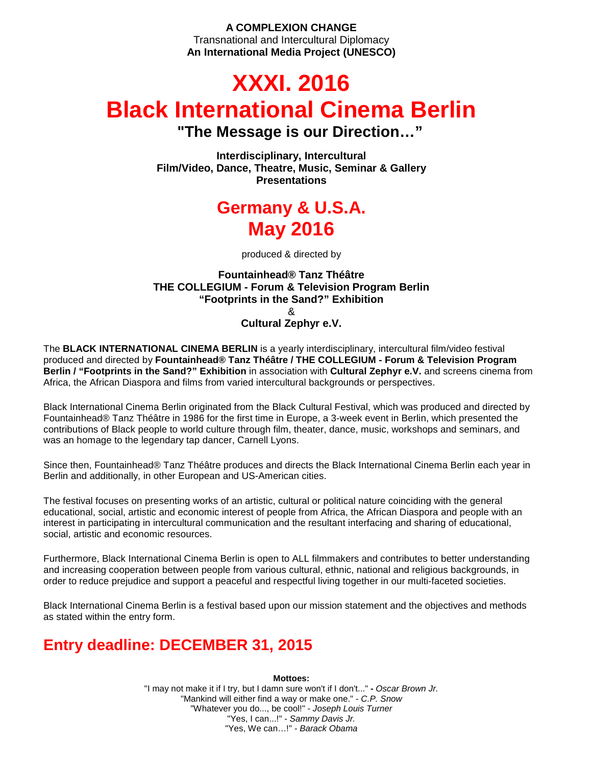**A COMPLEXION CHANGE**
Transnational and Intercultural Diplomacy
**An International Media Project (UNESCO)**

# XXXI. 2016
# Black International Cinema Berlin

## "The Message is our Direction…"

**Interdisciplinary, Intercultural**
**Film/Video, Dance, Theatre, Music, Seminar & Gallery Presentations**

## Germany & U.S.A.
## May 2016

produced & directed by

**Fountainhead® Tanz Théâtre**
**THE COLLEGIUM - Forum & Television Program Berlin**
**"Footprints in the Sand?" Exhibition**
&
**Cultural Zephyr e.V.**

The **BLACK INTERNATIONAL CINEMA BERLIN** is a yearly interdisciplinary, intercultural film/video festival produced and directed by **Fountainhead® Tanz Théâtre / THE COLLEGIUM - Forum & Television Program Berlin / "Footprints in the Sand?" Exhibition** in association with **Cultural Zephyr e.V.** and screens cinema from Africa, the African Diaspora and films from varied intercultural backgrounds or perspectives.

Black International Cinema Berlin originated from the Black Cultural Festival, which was produced and directed by Fountainhead® Tanz Théâtre in 1986 for the first time in Europe, a 3-week event in Berlin, which presented the contributions of Black people to world culture through film, theater, dance, music, workshops and seminars, and was an homage to the legendary tap dancer, Carnell Lyons.

Since then, Fountainhead® Tanz Théâtre produces and directs the Black International Cinema Berlin each year in Berlin and additionally, in other European and US-American cities.

The festival focuses on presenting works of an artistic, cultural or political nature coinciding with the general educational, social, artistic and economic interest of people from Africa, the African Diaspora and people with an interest in participating in intercultural communication and the resultant interfacing and sharing of educational, social, artistic and economic resources.

Furthermore, Black International Cinema Berlin is open to ALL filmmakers and contributes to better understanding and increasing cooperation between people from various cultural, ethnic, national and religious backgrounds, in order to reduce prejudice and support a peaceful and respectful living together in our multi-faceted societies.

Black International Cinema Berlin is a festival based upon our mission statement and the objectives and methods as stated within the entry form.

## Entry deadline: DECEMBER 31, 2015

**Mottoes:**

"I may not make it if I try, but I damn sure won't if I don't..." **-** *Oscar Brown Jr.*
"Mankind will either find a way or make one." - *C.P. Snow*
"Whatever you do..., be cool!" - *Joseph Louis Turner*
"Yes, I can...!" - *Sammy Davis Jr.*
"Yes, We can…!" - *Barack Obama*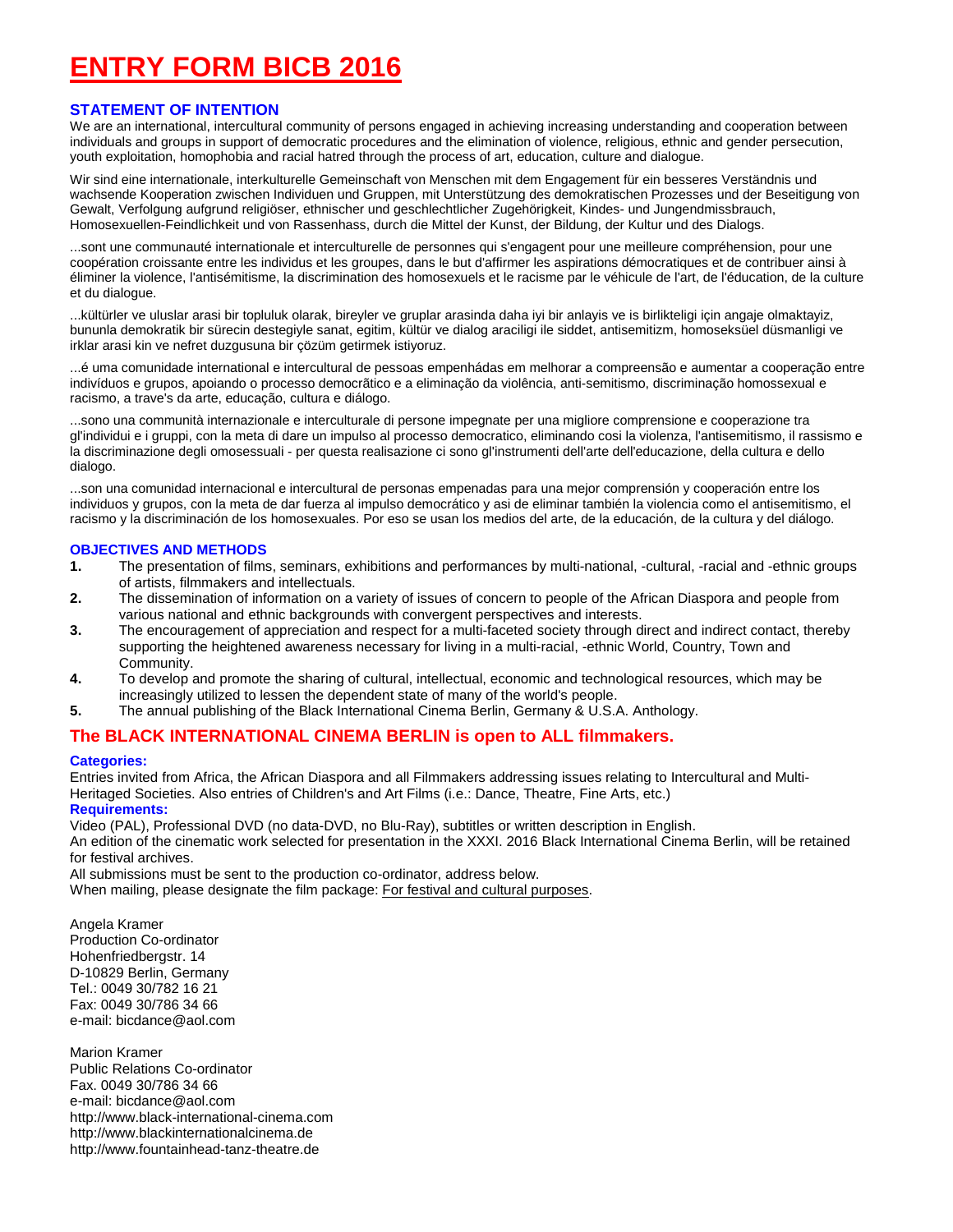# ENTRY FORM BICB 2016

### STATEMENT OF INTENTION

We are an international, intercultural community of persons engaged in achieving increasing understanding and cooperation between individuals and groups in support of democratic procedures and the elimination of violence, religious, ethnic and gender persecution, youth exploitation, homophobia and racial hatred through the process of art, education, culture and dialogue.

Wir sind eine internationale, interkulturelle Gemeinschaft von Menschen mit dem Engagement für ein besseres Verständnis und wachsende Kooperation zwischen Individuen und Gruppen, mit Unterstützung des demokratischen Prozesses und der Beseitigung von Gewalt, Verfolgung aufgrund religiöser, ethnischer und geschlechtlicher Zugehörigkeit, Kindes- und Jungendmissbrauch, Homosexuellen-Feindlichkeit und von Rassenhass, durch die Mittel der Kunst, der Bildung, der Kultur und des Dialogs.

...sont une communauté internationale et interculturelle de personnes qui s'engagent pour une meilleure compréhension, pour une coopération croissante entre les individus et les groupes, dans le but d'affirmer les aspirations démocratiques et de contribuer ainsi à éliminer la violence, l'antisémitisme, la discrimination des homosexuels et le racisme par le véhicule de l'art, de l'éducation, de la culture et du dialogue.

...kültürler ve uluslar arasi bir topluluk olarak, bireyler ve gruplar arasinda daha iyi bir anlayis ve is birlikteligi için angaje olmaktayiz, bununla demokratik bir sürecin destegiyle sanat, egitim, kültür ve dialog araciligi ile siddet, antisemitizm, homoseksüel düsmanligi ve irklar arasi kin ve nefret duzgusuna bir çözüm getirmek istiyoruz.

...é uma comunidade international e intercultural de pessoas empenhádas em melhorar a compreensão e aumentar a cooperação entre indivíduos e grupos, apoiando o processo democrãtico e a eliminação da violência, anti-semitismo, discriminação homossexual e racismo, a trave's da arte, educação, cultura e diálogo.

...sono una communità internazionale e interculturale di persone impegnate per una migliore comprensione e cooperazione tra gl'individui e i gruppi, con la meta di dare un impulso al processo democratico, eliminando cosi la violenza, l'antisemitismo, il rassismo e la discriminazione degli omosessuali - per questa realisazione ci sono gl'instrumenti dell'arte dell'educazione, della cultura e dello dialogo.

...son una comunidad internacional e intercultural de personas empenadas para una mejor comprensión y cooperación entre los individuos y grupos, con la meta de dar fuerza al impulso democrático y asi de eliminar también la violencia como el antisemitismo, el racismo y la discriminación de los homosexuales. Por eso se usan los medios del arte, de la educación, de la cultura y del diálogo.

### OBJECTIVES AND METHODS

1. The presentation of films, seminars, exhibitions and performances by multi-national, -cultural, -racial and -ethnic groups of artists, filmmakers and intellectuals.
2. The dissemination of information on a variety of issues of concern to people of the African Diaspora and people from various national and ethnic backgrounds with convergent perspectives and interests.
3. The encouragement of appreciation and respect for a multi-faceted society through direct and indirect contact, thereby supporting the heightened awareness necessary for living in a multi-racial, -ethnic World, Country, Town and Community.
4. To develop and promote the sharing of cultural, intellectual, economic and technological resources, which may be increasingly utilized to lessen the dependent state of many of the world's people.
5. The annual publishing of the Black International Cinema Berlin, Germany & U.S.A. Anthology.

## The BLACK INTERNATIONAL CINEMA BERLIN is open to ALL filmmakers.

**Categories:**

Entries invited from Africa, the African Diaspora and all Filmmakers addressing issues relating to Intercultural and Multi-Heritaged Societies. Also entries of Children's and Art Films (i.e.: Dance, Theatre, Fine Arts, etc.)

**Requirements:**

Video (PAL), Professional DVD (no data-DVD, no Blu-Ray), subtitles or written description in English.
An edition of the cinematic work selected for presentation in the XXXI. 2016 Black International Cinema Berlin, will be retained for festival archives.
All submissions must be sent to the production co-ordinator, address below.
When mailing, please designate the film package: For festival and cultural purposes.

Angela Kramer
Production Co-ordinator
Hohenfriedbergstr. 14
D-10829 Berlin, Germany
Tel.: 0049 30/782 16 21
Fax: 0049 30/786 34 66
e-mail: bicdance@aol.com

Marion Kramer
Public Relations Co-ordinator
Fax. 0049 30/786 34 66
e-mail: bicdance@aol.com
http://www.black-international-cinema.com
http://www.blackinternationalcinema.de
http://www.fountainhead-tanz-theatre.de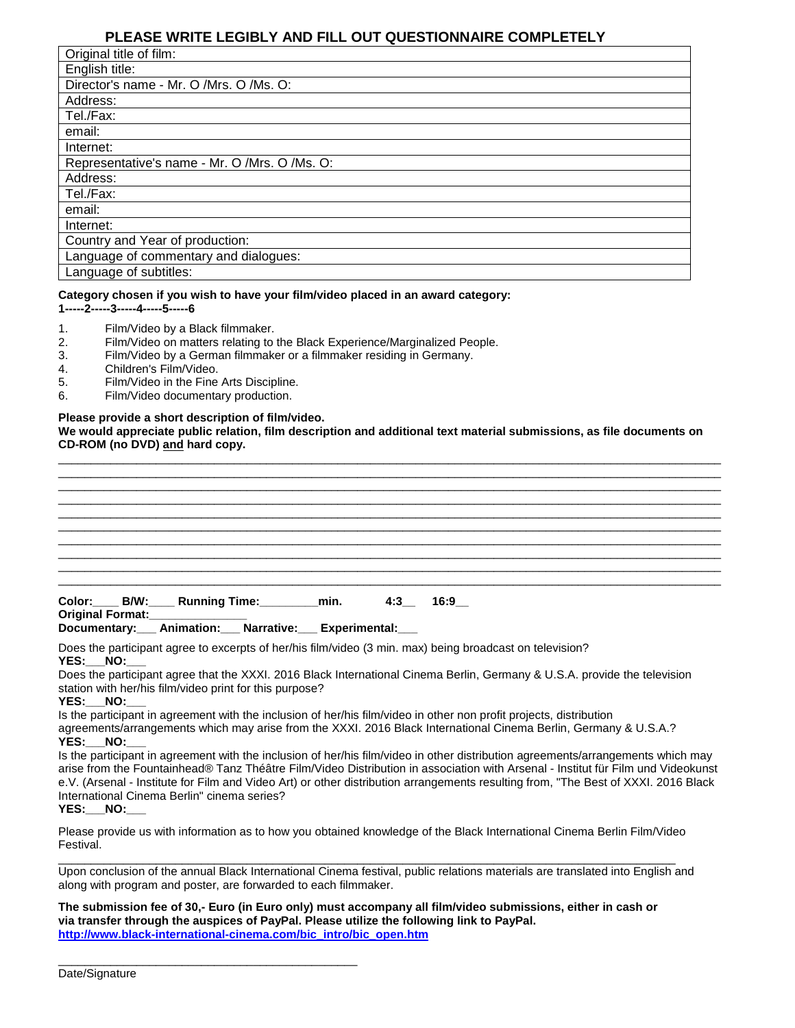## PLEASE WRITE LEGIBLY AND FILL OUT QUESTIONNAIRE COMPLETELY

| |
|---|
| Original title of film: |
| English title: |
| Director's name - Mr. O /Mrs. O /Ms. O: |
| Address: |
| Tel./Fax: |
| email: |
| Internet: |
| Representative's name - Mr. O /Mrs. O /Ms. O: |
| Address: |
| Tel./Fax: |
| email: |
| Internet: |
| Country and Year of production: |
| Language of commentary and dialogues: |
| Language of subtitles: |

**Category chosen if you wish to have your film/video placed in an award category:**
**1-----2-----3-----4-----5-----6**

1. Film/Video by a Black filmmaker.
2. Film/Video on matters relating to the Black Experience/Marginalized People.
3. Film/Video by a German filmmaker or a filmmaker residing in Germany.
4. Children's Film/Video.
5. Film/Video in the Fine Arts Discipline.
6. Film/Video documentary production.

**Please provide a short description of film/video.**
**We would appreciate public relation, film description and additional text material submissions, as file documents on CD-ROM (no DVD) and hard copy.**

____________________________________________________________________________________
____________________________________________________________________________________
____________________________________________________________________________________
____________________________________________________________________________________
____________________________________________________________________________________
____________________________________________________________________________________
____________________________________________________________________________________
____________________________________________________________________________________
____________________________________________________________________________________
____________________________________________________________________________________

**Color:____ B/W:____ Running Time:_________min. 4:3__ 16:9__**
**Original Format:_______________**
**Documentary:___ Animation:___ Narrative:___ Experimental:___**

Does the participant agree to excerpts of her/his film/video (3 min. max) being broadcast on television?
**YES:___NO:___**

Does the participant agree that the XXXI. 2016 Black International Cinema Berlin, Germany & U.S.A. provide the television station with her/his film/video print for this purpose?
**YES:___NO:___**

Is the participant in agreement with the inclusion of her/his film/video in other non profit projects, distribution agreements/arrangements which may arise from the XXXI. 2016 Black International Cinema Berlin, Germany & U.S.A.?
**YES:___NO:___**

Is the participant in agreement with the inclusion of her/his film/video in other distribution agreements/arrangements which may arise from the Fountainhead® Tanz Théâtre Film/Video Distribution in association with Arsenal - Institut für Film und Videokunst e.V. (Arsenal - Institute for Film and Video Art) or other distribution arrangements resulting from, "The Best of XXXI. 2016 Black International Cinema Berlin" cinema series?
**YES:___NO:___**

Please provide us with information as to how you obtained knowledge of the Black International Cinema Berlin Film/Video Festival.

____________________________________________________________________________________

Upon conclusion of the annual Black International Cinema festival, public relations materials are translated into English and along with program and poster, are forwarded to each filmmaker.

**The submission fee of 30,- Euro (in Euro only) must accompany all film/video submissions, either in cash or via transfer through the auspices of PayPal. Please utilize the following link to PayPal.**
**http://www.black-international-cinema.com/bic_intro/bic_open.htm**

_____________________________________________

Date/Signature